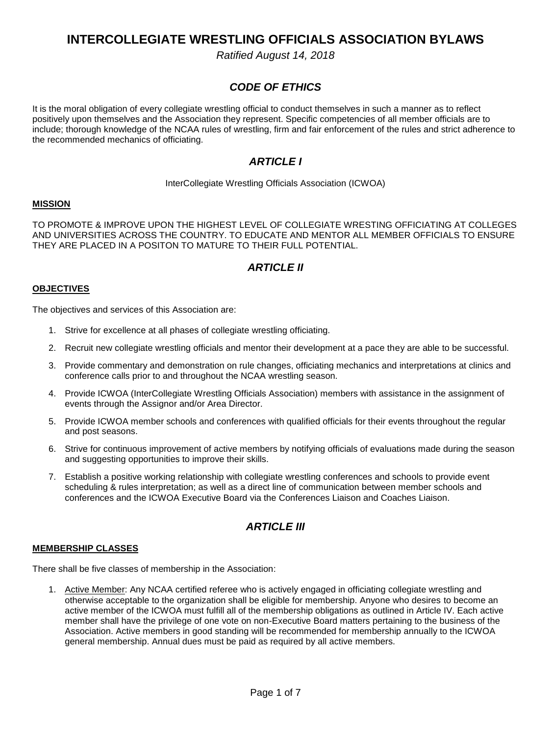# INTERCOLLEGIATE WRESTLING OFFICIALS ASSOCIATION BYLAWS

*Ratified August 14, 2018*

## *CODE OF ETHICS*

It is the moral obligation of every collegiate wrestling official to conduct themselves in such a manner as to reflect positively upon themselves and the Association they represent. Specific competencies of all member officials are to include; thorough knowledge of the NCAA rules of wrestling, firm and fair enforcement of the rules and strict adherence to the recommended mechanics of officiating.

## *ARTICLE I*

InterCollegiate Wrestling Officials Association (ICWOA)

### MISSION

TO PROMOTE & IMPROVE UPON THE HIGHEST LEVEL OF COLLEGIATE WRESTING OFFICIATING AT COLLEGES AND UNIVERSITIES ACROSS THE COUNTRY. TO EDUCATE AND MENTOR ALL MEMBER OFFICIALS TO ENSURE THEY ARE PLACED IN A POSITON TO MATURE TO THEIR FULL POTENTIAL.

## *ARTICLE II*

### OBJECTIVES

The objectives and services of this Association are:

1. Strive for excellence at all phases of collegiate wrestling officiating.
2. Recruit new collegiate wrestling officials and mentor their development at a pace they are able to be successful.
3. Provide commentary and demonstration on rule changes, officiating mechanics and interpretations at clinics and conference calls prior to and throughout the NCAA wrestling season.
4. Provide ICWOA (InterCollegiate Wrestling Officials Association) members with assistance in the assignment of events through the Assignor and/or Area Director.
5. Provide ICWOA member schools and conferences with qualified officials for their events throughout the regular and post seasons.
6. Strive for continuous improvement of active members by notifying officials of evaluations made during the season and suggesting opportunities to improve their skills.
7. Establish a positive working relationship with collegiate wrestling conferences and schools to provide event scheduling & rules interpretation; as well as a direct line of communication between member schools and conferences and the ICWOA Executive Board via the Conferences Liaison and Coaches Liaison.

## *ARTICLE III*

### MEMBERSHIP CLASSES

There shall be five classes of membership in the Association:

1. Active Member: Any NCAA certified referee who is actively engaged in officiating collegiate wrestling and otherwise acceptable to the organization shall be eligible for membership. Anyone who desires to become an active member of the ICWOA must fulfill all of the membership obligations as outlined in Article IV. Each active member shall have the privilege of one vote on non-Executive Board matters pertaining to the business of the Association. Active members in good standing will be recommended for membership annually to the ICWOA general membership. Annual dues must be paid as required by all active members.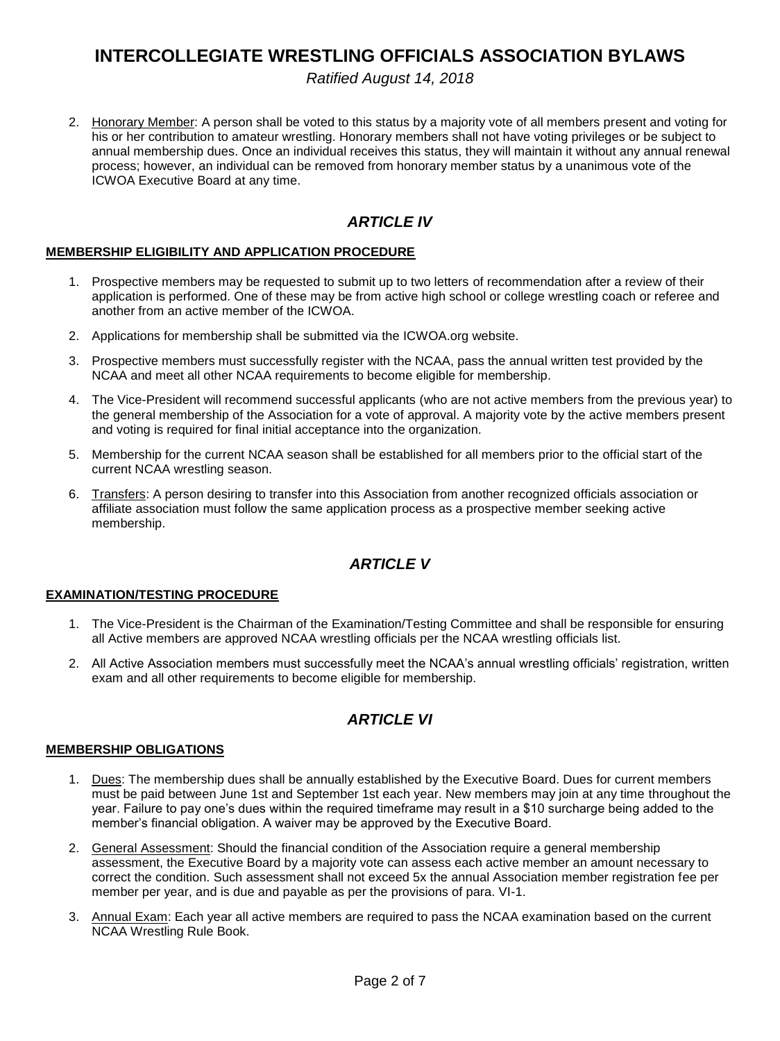2. Honorary Member: A person shall be voted to this status by a majority vote of all members present and voting for his or her contribution to amateur wrestling. Honorary members shall not have voting privileges or be subject to annual membership dues. Once an individual receives this status, they will maintain it without any annual renewal process; however, an individual can be removed from honorary member status by a unanimous vote of the ICWOA Executive Board at any time.

## *ARTICLE IV*

**MEMBERSHIP ELIGIBILITY AND APPLICATION PROCEDURE**

1. Prospective members may be requested to submit up to two letters of recommendation after a review of their application is performed. One of these may be from active high school or college wrestling coach or referee and another from an active member of the ICWOA.
2. Applications for membership shall be submitted via the ICWOA.org website.
3. Prospective members must successfully register with the NCAA, pass the annual written test provided by the NCAA and meet all other NCAA requirements to become eligible for membership.
4. The Vice-President will recommend successful applicants (who are not active members from the previous year) to the general membership of the Association for a vote of approval. A majority vote by the active members present and voting is required for final initial acceptance into the organization.
5. Membership for the current NCAA season shall be established for all members prior to the official start of the current NCAA wrestling season.
6. Transfers: A person desiring to transfer into this Association from another recognized officials association or affiliate association must follow the same application process as a prospective member seeking active membership.

## *ARTICLE V*

**EXAMINATION/TESTING PROCEDURE**

1. The Vice-President is the Chairman of the Examination/Testing Committee and shall be responsible for ensuring all Active members are approved NCAA wrestling officials per the NCAA wrestling officials list.
2. All Active Association members must successfully meet the NCAA's annual wrestling officials' registration, written exam and all other requirements to become eligible for membership.

## *ARTICLE VI*

**MEMBERSHIP OBLIGATIONS**

1. Dues: The membership dues shall be annually established by the Executive Board. Dues for current members must be paid between June 1st and September 1st each year. New members may join at any time throughout the year. Failure to pay one's dues within the required timeframe may result in a \$10 surcharge being added to the member's financial obligation. A waiver may be approved by the Executive Board.
2. General Assessment: Should the financial condition of the Association require a general membership assessment, the Executive Board by a majority vote can assess each active member an amount necessary to correct the condition. Such assessment shall not exceed 5x the annual Association member registration fee per member per year, and is due and payable as per the provisions of para. VI-1.
3. Annual Exam: Each year all active members are required to pass the NCAA examination based on the current NCAA Wrestling Rule Book.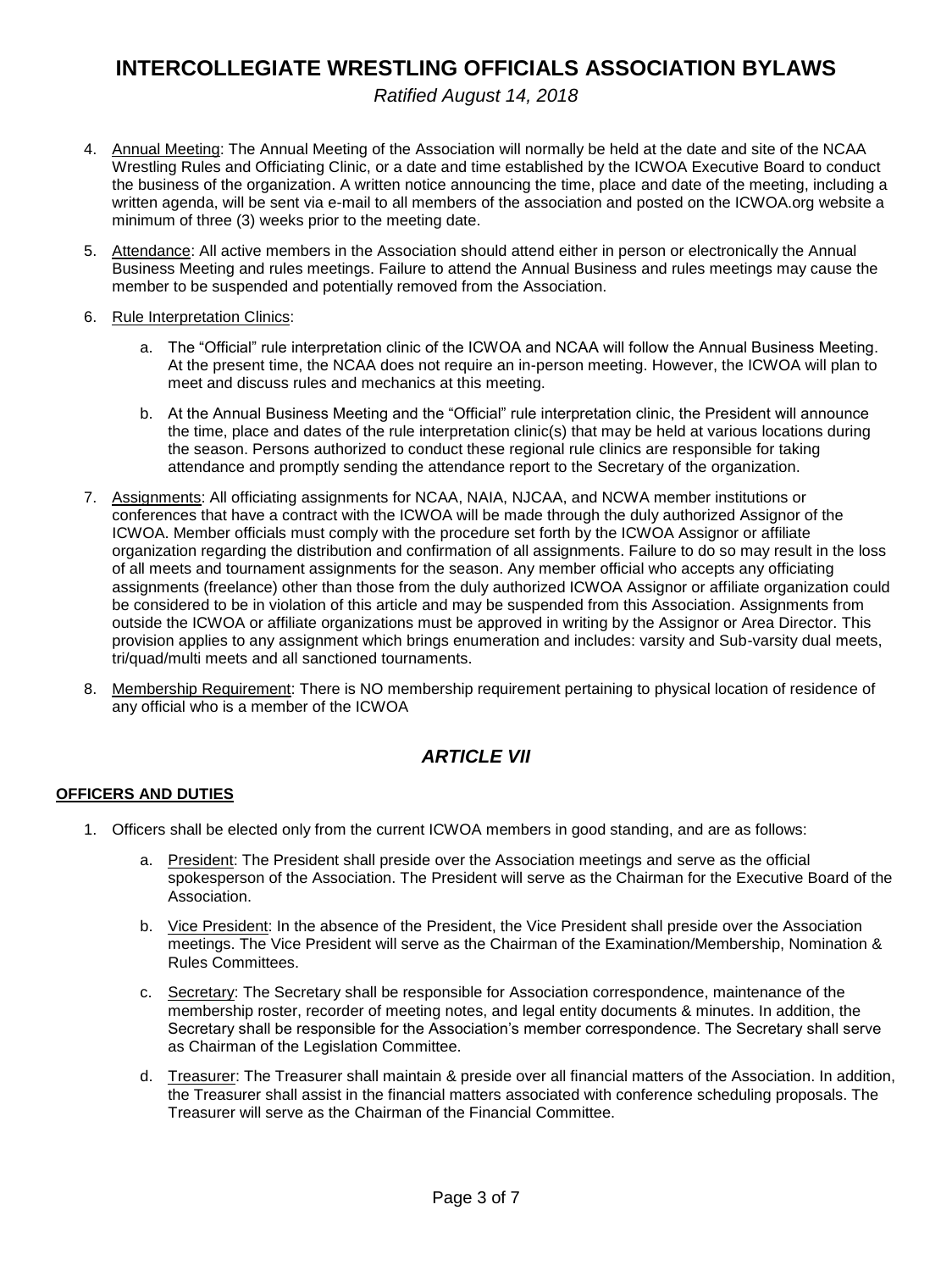4. Annual Meeting: The Annual Meeting of the Association will normally be held at the date and site of the NCAA Wrestling Rules and Officiating Clinic, or a date and time established by the ICWOA Executive Board to conduct the business of the organization. A written notice announcing the time, place and date of the meeting, including a written agenda, will be sent via e-mail to all members of the association and posted on the ICWOA.org website a minimum of three (3) weeks prior to the meeting date.

5. Attendance: All active members in the Association should attend either in person or electronically the Annual Business Meeting and rules meetings. Failure to attend the Annual Business and rules meetings may cause the member to be suspended and potentially removed from the Association.

6. Rule Interpretation Clinics:

   a. The "Official" rule interpretation clinic of the ICWOA and NCAA will follow the Annual Business Meeting. At the present time, the NCAA does not require an in-person meeting. However, the ICWOA will plan to meet and discuss rules and mechanics at this meeting.

   b. At the Annual Business Meeting and the "Official" rule interpretation clinic, the President will announce the time, place and dates of the rule interpretation clinic(s) that may be held at various locations during the season. Persons authorized to conduct these regional rule clinics are responsible for taking attendance and promptly sending the attendance report to the Secretary of the organization.

7. Assignments: All officiating assignments for NCAA, NAIA, NJCAA, and NCWA member institutions or conferences that have a contract with the ICWOA will be made through the duly authorized Assignor of the ICWOA. Member officials must comply with the procedure set forth by the ICWOA Assignor or affiliate organization regarding the distribution and confirmation of all assignments. Failure to do so may result in the loss of all meets and tournament assignments for the season. Any member official who accepts any officiating assignments (freelance) other than those from the duly authorized ICWOA Assignor or affiliate organization could be considered to be in violation of this article and may be suspended from this Association. Assignments from outside the ICWOA or affiliate organizations must be approved in writing by the Assignor or Area Director. This provision applies to any assignment which brings enumeration and includes: varsity and Sub-varsity dual meets, tri/quad/multi meets and all sanctioned tournaments.

8. Membership Requirement: There is NO membership requirement pertaining to physical location of residence of any official who is a member of the ICWOA

## *ARTICLE VII*

**OFFICERS AND DUTIES**

1. Officers shall be elected only from the current ICWOA members in good standing, and are as follows:

   a. President: The President shall preside over the Association meetings and serve as the official spokesperson of the Association. The President will serve as the Chairman for the Executive Board of the Association.

   b. Vice President: In the absence of the President, the Vice President shall preside over the Association meetings. The Vice President will serve as the Chairman of the Examination/Membership, Nomination & Rules Committees.

   c. Secretary: The Secretary shall be responsible for Association correspondence, maintenance of the membership roster, recorder of meeting notes, and legal entity documents & minutes. In addition, the Secretary shall be responsible for the Association's member correspondence. The Secretary shall serve as Chairman of the Legislation Committee.

   d. Treasurer: The Treasurer shall maintain & preside over all financial matters of the Association. In addition, the Treasurer shall assist in the financial matters associated with conference scheduling proposals. The Treasurer will serve as the Chairman of the Financial Committee.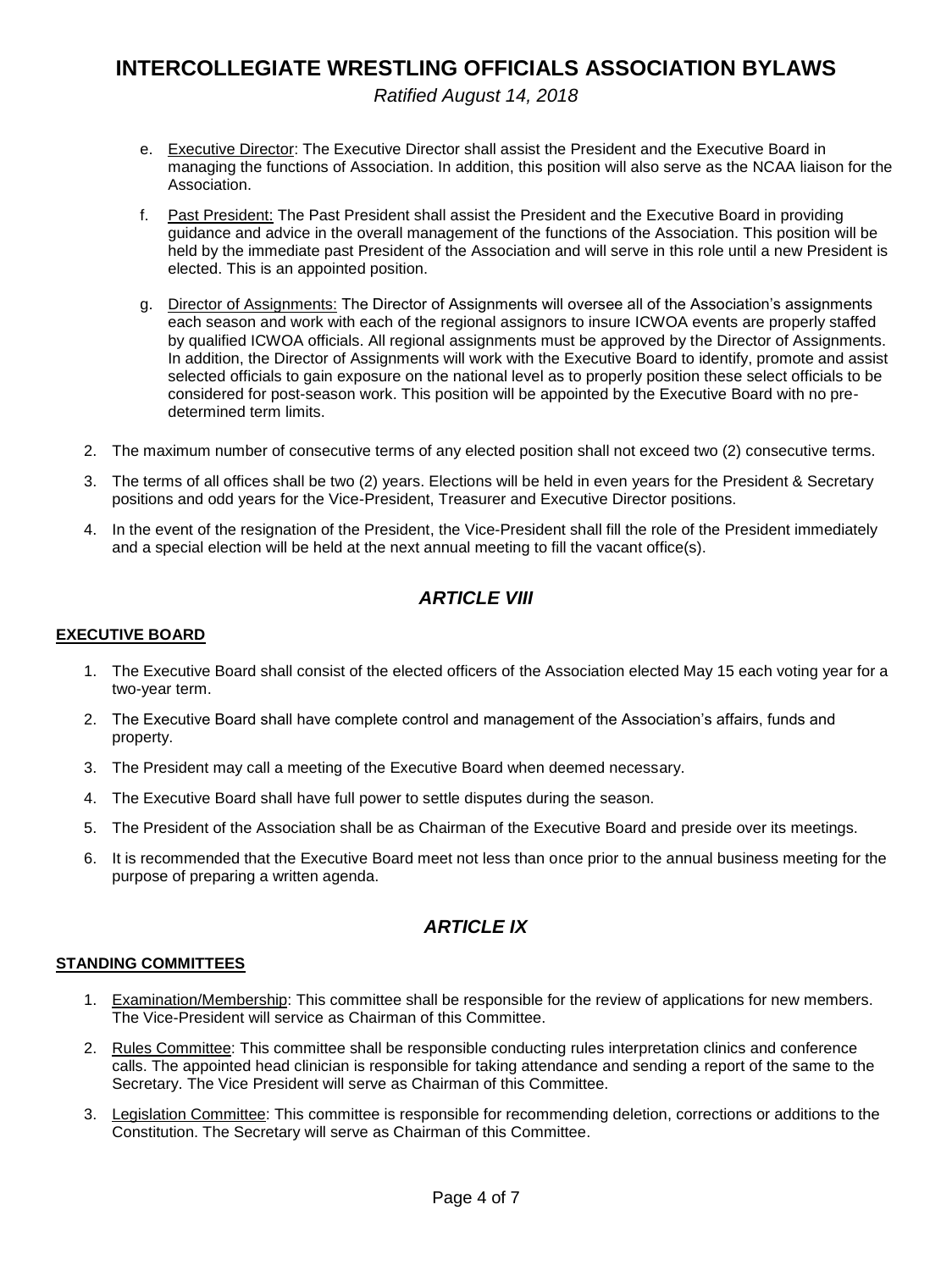e. Executive Director: The Executive Director shall assist the President and the Executive Board in managing the functions of Association. In addition, this position will also serve as the NCAA liaison for the Association.

f. Past President: The Past President shall assist the President and the Executive Board in providing guidance and advice in the overall management of the functions of the Association. This position will be held by the immediate past President of the Association and will serve in this role until a new President is elected. This is an appointed position.

g. Director of Assignments: The Director of Assignments will oversee all of the Association's assignments each season and work with each of the regional assignors to insure ICWOA events are properly staffed by qualified ICWOA officials. All regional assignments must be approved by the Director of Assignments. In addition, the Director of Assignments will work with the Executive Board to identify, promote and assist selected officials to gain exposure on the national level as to properly position these select officials to be considered for post-season work. This position will be appointed by the Executive Board with no pre-determined term limits.

2. The maximum number of consecutive terms of any elected position shall not exceed two (2) consecutive terms.
3. The terms of all offices shall be two (2) years. Elections will be held in even years for the President & Secretary positions and odd years for the Vice-President, Treasurer and Executive Director positions.
4. In the event of the resignation of the President, the Vice-President shall fill the role of the President immediately and a special election will be held at the next annual meeting to fill the vacant office(s).

## *ARTICLE VIII*

**EXECUTIVE BOARD**

1. The Executive Board shall consist of the elected officers of the Association elected May 15 each voting year for a two-year term.
2. The Executive Board shall have complete control and management of the Association's affairs, funds and property.
3. The President may call a meeting of the Executive Board when deemed necessary.
4. The Executive Board shall have full power to settle disputes during the season.
5. The President of the Association shall be as Chairman of the Executive Board and preside over its meetings.
6. It is recommended that the Executive Board meet not less than once prior to the annual business meeting for the purpose of preparing a written agenda.

## *ARTICLE IX*

**STANDING COMMITTEES**

1. Examination/Membership: This committee shall be responsible for the review of applications for new members. The Vice-President will service as Chairman of this Committee.
2. Rules Committee: This committee shall be responsible conducting rules interpretation clinics and conference calls. The appointed head clinician is responsible for taking attendance and sending a report of the same to the Secretary. The Vice President will serve as Chairman of this Committee.
3. Legislation Committee: This committee is responsible for recommending deletion, corrections or additions to the Constitution. The Secretary will serve as Chairman of this Committee.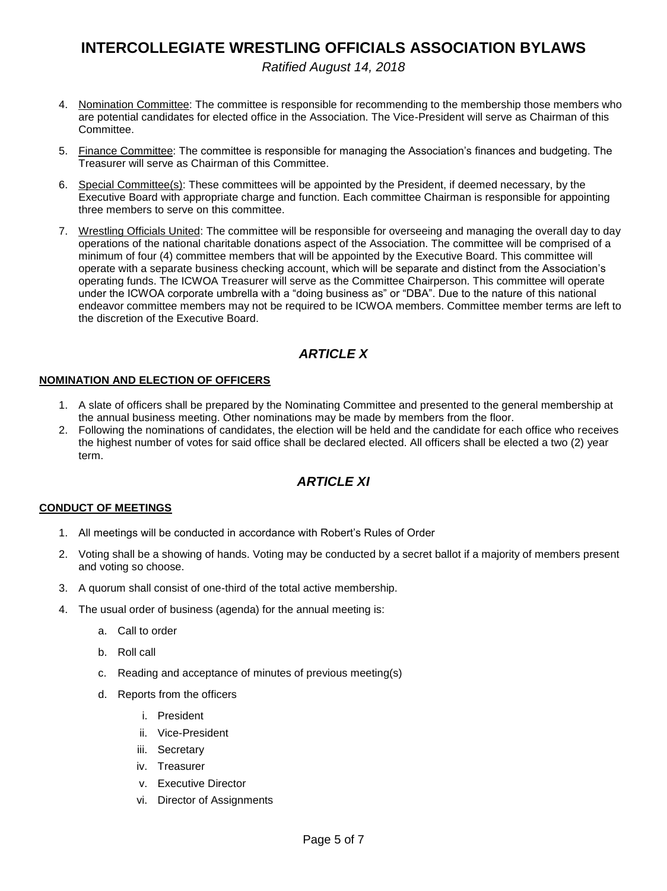4. Nomination Committee: The committee is responsible for recommending to the membership those members who are potential candidates for elected office in the Association. The Vice-President will serve as Chairman of this Committee.

5. Finance Committee: The committee is responsible for managing the Association's finances and budgeting. The Treasurer will serve as Chairman of this Committee.

6. Special Committee(s): These committees will be appointed by the President, if deemed necessary, by the Executive Board with appropriate charge and function. Each committee Chairman is responsible for appointing three members to serve on this committee.

7. Wrestling Officials United: The committee will be responsible for overseeing and managing the overall day to day operations of the national charitable donations aspect of the Association. The committee will be comprised of a minimum of four (4) committee members that will be appointed by the Executive Board. This committee will operate with a separate business checking account, which will be separate and distinct from the Association's operating funds. The ICWOA Treasurer will serve as the Committee Chairperson. This committee will operate under the ICWOA corporate umbrella with a "doing business as" or "DBA". Due to the nature of this national endeavor committee members may not be required to be ICWOA members. Committee member terms are left to the discretion of the Executive Board.

## *ARTICLE X*

**NOMINATION AND ELECTION OF OFFICERS**

1. A slate of officers shall be prepared by the Nominating Committee and presented to the general membership at the annual business meeting. Other nominations may be made by members from the floor.
2. Following the nominations of candidates, the election will be held and the candidate for each office who receives the highest number of votes for said office shall be declared elected. All officers shall be elected a two (2) year term.

## *ARTICLE XI*

**CONDUCT OF MEETINGS**

1. All meetings will be conducted in accordance with Robert's Rules of Order

2. Voting shall be a showing of hands. Voting may be conducted by a secret ballot if a majority of members present and voting so choose.

3. A quorum shall consist of one-third of the total active membership.

4. The usual order of business (agenda) for the annual meeting is:

   a. Call to order

   b. Roll call

   c. Reading and acceptance of minutes of previous meeting(s)

   d. Reports from the officers

      i. President
      ii. Vice-President
      iii. Secretary
      iv. Treasurer
      v. Executive Director
      vi. Director of Assignments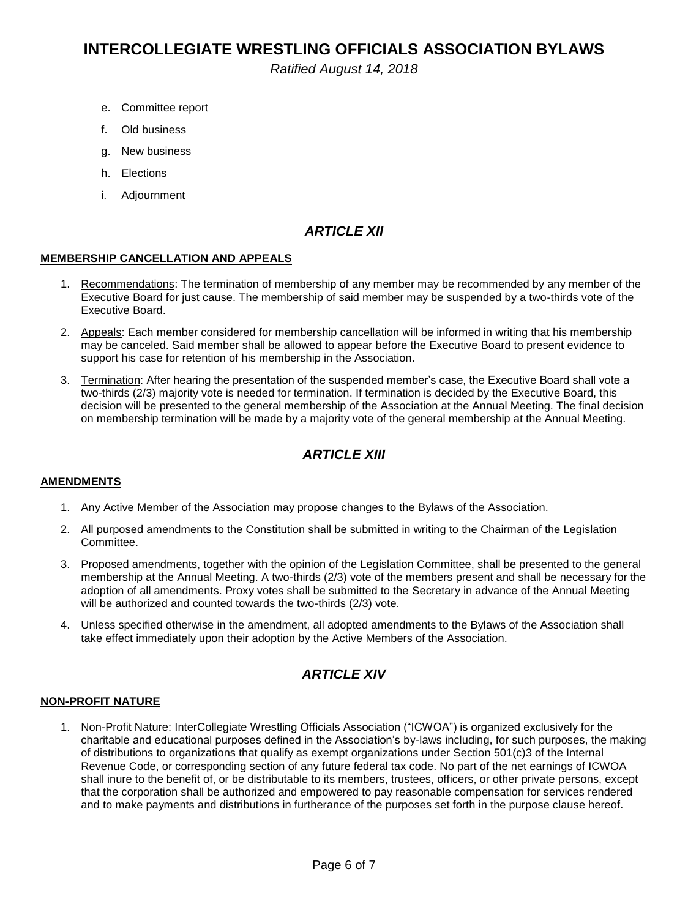e. Committee report
f. Old business
g. New business
h. Elections
i. Adjournment

## *ARTICLE XII*

**MEMBERSHIP CANCELLATION AND APPEALS**

1. Recommendations: The termination of membership of any member may be recommended by any member of the Executive Board for just cause. The membership of said member may be suspended by a two-thirds vote of the Executive Board.
2. Appeals: Each member considered for membership cancellation will be informed in writing that his membership may be canceled. Said member shall be allowed to appear before the Executive Board to present evidence to support his case for retention of his membership in the Association.
3. Termination: After hearing the presentation of the suspended member's case, the Executive Board shall vote a two-thirds (2/3) majority vote is needed for termination. If termination is decided by the Executive Board, this decision will be presented to the general membership of the Association at the Annual Meeting. The final decision on membership termination will be made by a majority vote of the general membership at the Annual Meeting.

## *ARTICLE XIII*

**AMENDMENTS**

1. Any Active Member of the Association may propose changes to the Bylaws of the Association.
2. All purposed amendments to the Constitution shall be submitted in writing to the Chairman of the Legislation Committee.
3. Proposed amendments, together with the opinion of the Legislation Committee, shall be presented to the general membership at the Annual Meeting. A two-thirds (2/3) vote of the members present and shall be necessary for the adoption of all amendments. Proxy votes shall be submitted to the Secretary in advance of the Annual Meeting will be authorized and counted towards the two-thirds (2/3) vote.
4. Unless specified otherwise in the amendment, all adopted amendments to the Bylaws of the Association shall take effect immediately upon their adoption by the Active Members of the Association.

## *ARTICLE XIV*

**NON-PROFIT NATURE**

1. Non-Profit Nature: InterCollegiate Wrestling Officials Association ("ICWOA") is organized exclusively for the charitable and educational purposes defined in the Association's by-laws including, for such purposes, the making of distributions to organizations that qualify as exempt organizations under Section 501(c)3 of the Internal Revenue Code, or corresponding section of any future federal tax code. No part of the net earnings of ICWOA shall inure to the benefit of, or be distributable to its members, trustees, officers, or other private persons, except that the corporation shall be authorized and empowered to pay reasonable compensation for services rendered and to make payments and distributions in furtherance of the purposes set forth in the purpose clause hereof.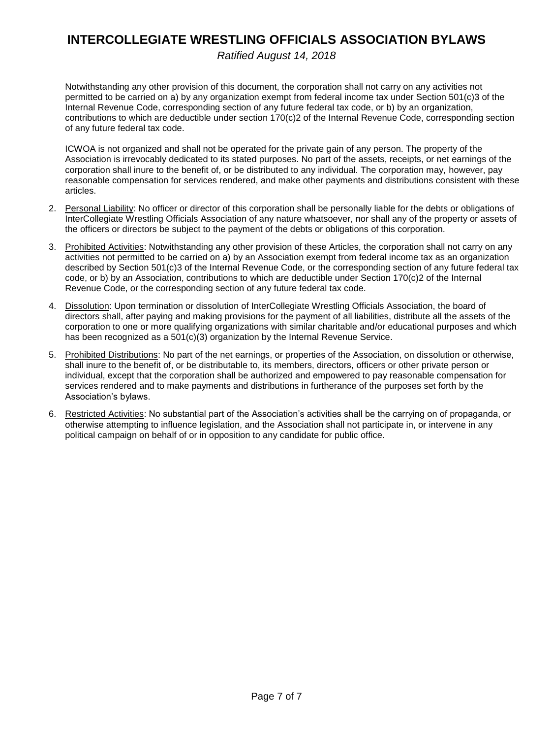Notwithstanding any other provision of this document, the corporation shall not carry on any activities not permitted to be carried on a) by any organization exempt from federal income tax under Section 501(c)3 of the Internal Revenue Code, corresponding section of any future federal tax code, or b) by an organization, contributions to which are deductible under section 170(c)2 of the Internal Revenue Code, corresponding section of any future federal tax code.

ICWOA is not organized and shall not be operated for the private gain of any person. The property of the Association is irrevocably dedicated to its stated purposes. No part of the assets, receipts, or net earnings of the corporation shall inure to the benefit of, or be distributed to any individual. The corporation may, however, pay reasonable compensation for services rendered, and make other payments and distributions consistent with these articles.

2. Personal Liability: No officer or director of this corporation shall be personally liable for the debts or obligations of InterCollegiate Wrestling Officials Association of any nature whatsoever, nor shall any of the property or assets of the officers or directors be subject to the payment of the debts or obligations of this corporation.

3. Prohibited Activities: Notwithstanding any other provision of these Articles, the corporation shall not carry on any activities not permitted to be carried on a) by an Association exempt from federal income tax as an organization described by Section 501(c)3 of the Internal Revenue Code, or the corresponding section of any future federal tax code, or b) by an Association, contributions to which are deductible under Section 170(c)2 of the Internal Revenue Code, or the corresponding section of any future federal tax code.

4. Dissolution: Upon termination or dissolution of InterCollegiate Wrestling Officials Association, the board of directors shall, after paying and making provisions for the payment of all liabilities, distribute all the assets of the corporation to one or more qualifying organizations with similar charitable and/or educational purposes and which has been recognized as a 501(c)(3) organization by the Internal Revenue Service.

5. Prohibited Distributions: No part of the net earnings, or properties of the Association, on dissolution or otherwise, shall inure to the benefit of, or be distributable to, its members, directors, officers or other private person or individual, except that the corporation shall be authorized and empowered to pay reasonable compensation for services rendered and to make payments and distributions in furtherance of the purposes set forth by the Association's bylaws.

6. Restricted Activities: No substantial part of the Association's activities shall be the carrying on of propaganda, or otherwise attempting to influence legislation, and the Association shall not participate in, or intervene in any political campaign on behalf of or in opposition to any candidate for public office.